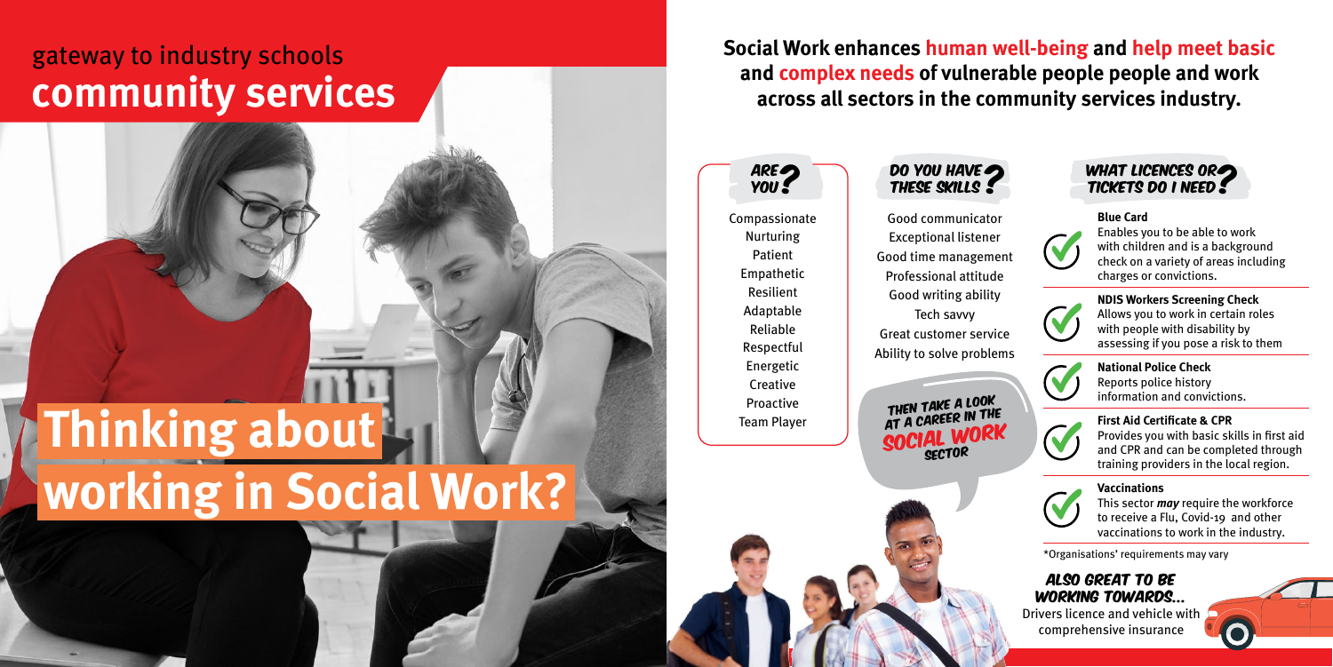# gateway to industry schools **community services**

# Thinking about working in Social Work?

**Social Work enhances human well-being and help meet basic and complex needs of vulnerable people people and work across all sectors in the community services industry.**

## ARE YOU?

- Compassionate
- Nurturing
- Patient
- Empathetic
- Resilient
- Adaptable
- Reliable
- Respectful
- Energetic
- Creative
- Proactive
- Team Player

## DO YOU HAVE THESE SKILLS?

- Good communicator
- Exceptional listener
- Good time management
- Professional attitude
- Good writing ability
- Tech savvy
- Great customer service
- Ability to solve problems

THEN TAKE A LOOK AT A CAREER IN THE SOCIAL WORK SECTOR

## WHAT LICENCES OR TICKETS DO I NEED?

**Blue Card**
Enables you to be able to work with children and is a background check on a variety of areas including charges or convictions.

**NDIS Workers Screening Check**
Allows you to work in certain roles with people with disability by assessing if you pose a risk to them

**National Police Check**
Reports police history information and convictions.

**First Aid Certificate & CPR**
Provides you with basic skills in first aid and CPR and can be completed through training providers in the local region.

**Vaccinations**
This sector ***may*** require the workforce to receive a Flu, Covid-19 and other vaccinations to work in the industry.

*Organisations' requirements may vary

## ALSO GREAT TO BE WORKING TOWARDS...

Drivers licence and vehicle with comprehensive insurance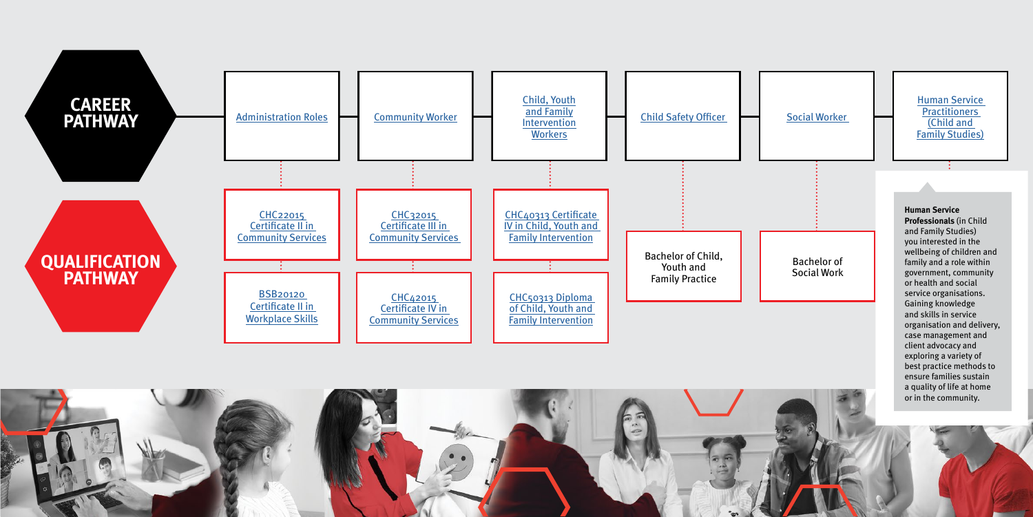## CAREER PATHWAY

- Administration Roles
- Community Worker
- Child, Youth and Family Intervention Workers
- Child Safety Officer
- Social Worker
- Human Service Practitioners (Child and Family Studies)

## QUALIFICATION PATHWAY

- Administration Roles: CHC22015 Certificate II in Community Services; BSB20120 Certificate II in Workplace Skills
- Community Worker: CHC32015 Certificate III in Community Services; CHC42015 Certificate IV in Community Services
- Child, Youth and Family Intervention Workers: CHC40313 Certificate IV in Child, Youth and Family Intervention; CHC50313 Diploma of Child, Youth and Family Intervention
- Child Safety Officer: Bachelor of Child, Youth and Family Practice
- Social Worker: Bachelor of Social Work

**Human Service Professionals** (in Child and Family Studies) you interested in the wellbeing of children and family and a role within government, community or health and social service organisations. Gaining knowledge and skills in service organisation and delivery, case management and client advocacy and exploring a variety of best practice methods to ensure families sustain a quality of life at home or in the community.